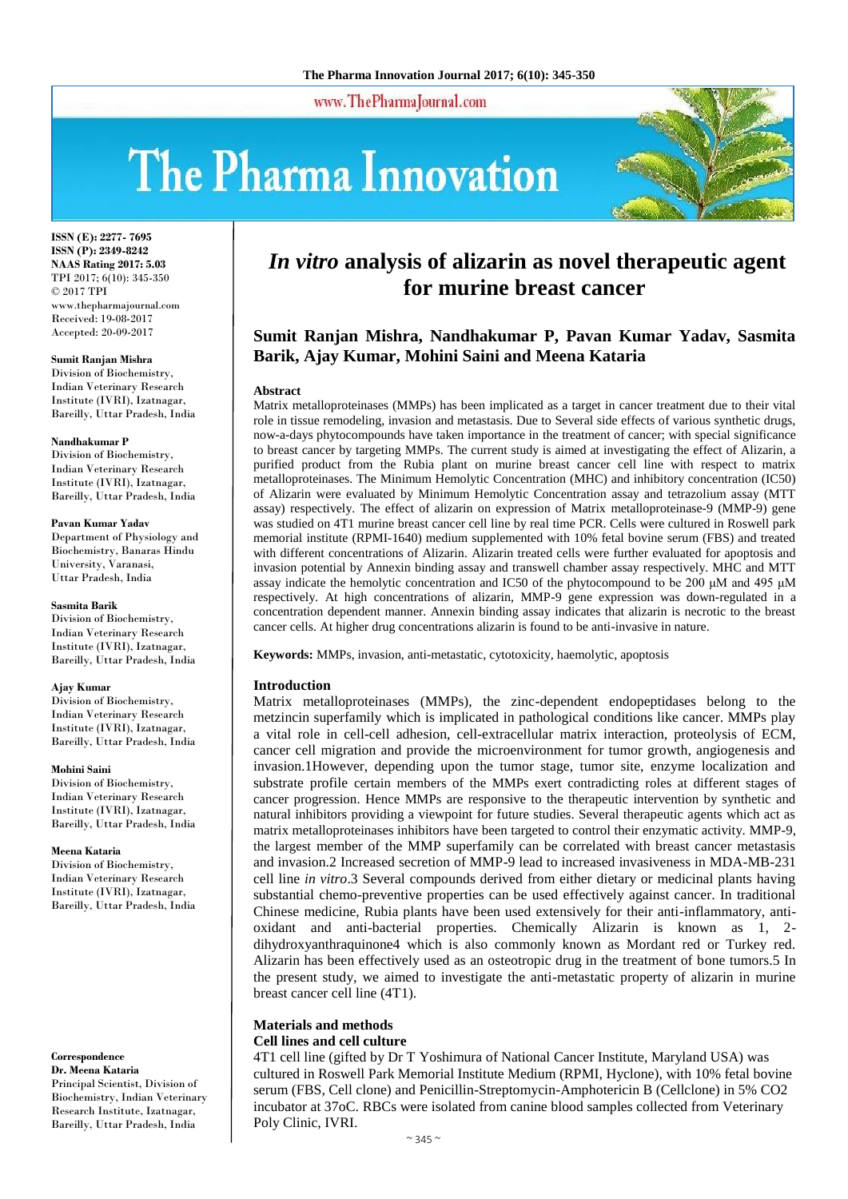# *In vitro* analysis of alizarin as novel therapeutic agent for murine breast cancer

**Sumit Ranjan Mishra, Nandhakumar P, Pavan Kumar Yadav, Sasmita Barik, Ajay Kumar, Mohini Saini and Meena Kataria**

ISSN (E): 2277- 7695
ISSN (P): 2349-8242
NAAS Rating 2017: 5.03
TPI 2017; 6(10): 345-350
© 2017 TPI
www.thepharmajournal.com
Received: 19-08-2017
Accepted: 20-09-2017

**Sumit Ranjan Mishra**
Division of Biochemistry, Indian Veterinary Research Institute (IVRI), Izatnagar, Bareilly, Uttar Pradesh, India

**Nandhakumar P**
Division of Biochemistry, Indian Veterinary Research Institute (IVRI), Izatnagar, Bareilly, Uttar Pradesh, India

**Pavan Kumar Yadav**
Department of Physiology and Biochemistry, Banaras Hindu University, Varanasi, Uttar Pradesh, India

**Sasmita Barik**
Division of Biochemistry, Indian Veterinary Research Institute (IVRI), Izatnagar, Bareilly, Uttar Pradesh, India

**Ajay Kumar**
Division of Biochemistry, Indian Veterinary Research Institute (IVRI), Izatnagar, Bareilly, Uttar Pradesh, India

**Mohini Saini**
Division of Biochemistry, Indian Veterinary Research Institute (IVRI), Izatnagar, Bareilly, Uttar Pradesh, India

**Meena Kataria**
Division of Biochemistry, Indian Veterinary Research Institute (IVRI), Izatnagar, Bareilly, Uttar Pradesh, India

**Correspondence**
**Dr. Meena Kataria**
Principal Scientist, Division of Biochemistry, Indian Veterinary Research Institute, Izatnagar, Bareilly, Uttar Pradesh, India

## Abstract

Matrix metalloproteinases (MMPs) has been implicated as a target in cancer treatment due to their vital role in tissue remodeling, invasion and metastasis. Due to Several side effects of various synthetic drugs, now-a-days phytocompounds have taken importance in the treatment of cancer; with special significance to breast cancer by targeting MMPs. The current study is aimed at investigating the effect of Alizarin, a purified product from the Rubia plant on murine breast cancer cell line with respect to matrix metalloproteinases. The Minimum Hemolytic Concentration (MHC) and inhibitory concentration (IC50) of Alizarin were evaluated by Minimum Hemolytic Concentration assay and tetrazolium assay (MTT assay) respectively. The effect of alizarin on expression of Matrix metalloproteinase-9 (MMP-9) gene was studied on 4T1 murine breast cancer cell line by real time PCR. Cells were cultured in Roswell park memorial institute (RPMI-1640) medium supplemented with 10% fetal bovine serum (FBS) and treated with different concentrations of Alizarin. Alizarin treated cells were further evaluated for apoptosis and invasion potential by Annexin binding assay and transwell chamber assay respectively. MHC and MTT assay indicate the hemolytic concentration and IC50 of the phytocompound to be 200 μM and 495 μM respectively. At high concentrations of alizarin, MMP-9 gene expression was down-regulated in a concentration dependent manner. Annexin binding assay indicates that alizarin is necrotic to the breast cancer cells. At higher drug concentrations alizarin is found to be anti-invasive in nature.

**Keywords:** MMPs, invasion, anti-metastatic, cytotoxicity, haemolytic, apoptosis

## Introduction

Matrix metalloproteinases (MMPs), the zinc-dependent endopeptidases belong to the metzincin superfamily which is implicated in pathological conditions like cancer. MMPs play a vital role in cell-cell adhesion, cell-extracellular matrix interaction, proteolysis of ECM, cancer cell migration and provide the microenvironment for tumor growth, angiogenesis and invasion.[1] However, depending upon the tumor stage, tumor site, enzyme localization and substrate profile certain members of the MMPs exert contradicting roles at different stages of cancer progression. Hence MMPs are responsive to the therapeutic intervention by synthetic and natural inhibitors providing a viewpoint for future studies. Several therapeutic agents which act as matrix metalloproteinases inhibitors have been targeted to control their enzymatic activity. MMP-9, the largest member of the MMP superfamily can be correlated with breast cancer metastasis and invasion.[2] Increased secretion of MMP-9 lead to increased invasiveness in MDA-MB-231 cell line *in vitro*.[3] Several compounds derived from either dietary or medicinal plants having substantial chemo-preventive properties can be used effectively against cancer. In traditional Chinese medicine, Rubia plants have been used extensively for their anti-inflammatory, anti-oxidant and anti-bacterial properties. Chemically Alizarin is known as 1, 2-dihydroxyanthraquinone[4] which is also commonly known as Mordant red or Turkey red. Alizarin has been effectively used as an osteotropic drug in the treatment of bone tumors.[5] In the present study, we aimed to investigate the anti-metastatic property of alizarin in murine breast cancer cell line (4T1).

## Materials and methods

### Cell lines and cell culture

4T1 cell line (gifted by Dr T Yoshimura of National Cancer Institute, Maryland USA) was cultured in Roswell Park Memorial Institute Medium (RPMI, Hyclone), with 10% fetal bovine serum (FBS, Cell clone) and Penicillin-Streptomycin-Amphotericin B (Cellclone) in 5% $CO_2$ incubator at 37oC. RBCs were isolated from canine blood samples collected from Veterinary Poly Clinic, IVRI.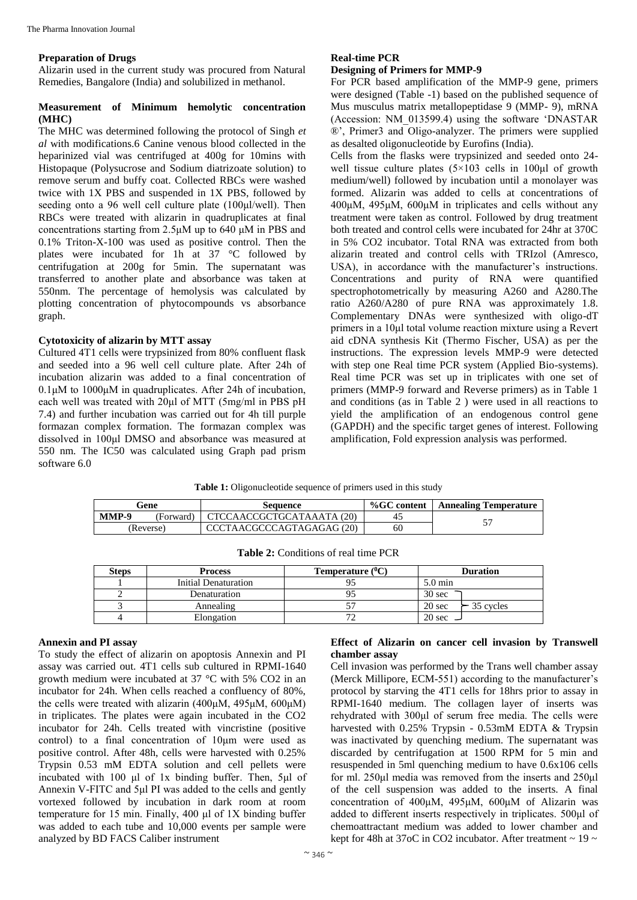### Preparation of Drugs

Alizarin used in the current study was procured from Natural Remedies, Bangalore (India) and solubilized in methanol.

### Measurement of Minimum hemolytic concentration (MHC)

The MHC was determined following the protocol of Singh *et al* with modifications.6 Canine venous blood collected in the heparinized vial was centrifuged at 400g for 10mins with Histopaque (Polysucrose and Sodium diatrizoate solution) to remove serum and buffy coat. Collected RBCs were washed twice with 1X PBS and suspended in 1X PBS, followed by seeding onto a 96 well cell culture plate (100µl/well). Then RBCs were treated with alizarin in quadruplicates at final concentrations starting from 2.5µM up to 640 µM in PBS and 0.1% Triton-X-100 was used as positive control. Then the plates were incubated for 1h at 37 °C followed by centrifugation at 200g for 5min. The supernatant was transferred to another plate and absorbance was taken at 550nm. The percentage of hemolysis was calculated by plotting concentration of phytocompounds vs absorbance graph.

### Cytotoxicity of alizarin by MTT assay

Cultured 4T1 cells were trypsinized from 80% confluent flask and seeded into a 96 well cell culture plate. After 24h of incubation alizarin was added to a final concentration of 0.1µM to 1000µM in quadruplicates. After 24h of incubation, each well was treated with 20µl of MTT (5mg/ml in PBS pH 7.4) and further incubation was carried out for 4h till purple formazan complex formation. The formazan complex was dissolved in 100µl DMSO and absorbance was measured at 550 nm. The IC50 was calculated using Graph pad prism software 6.0

### Real-time PCR

### Designing of Primers for MMP-9

For PCR based amplification of the MMP-9 gene, primers were designed (Table -1) based on the published sequence of Mus musculus matrix metallopeptidase 9 (MMP- 9), mRNA (Accession: NM_013599.4) using the software 'DNASTAR ®', Primer3 and Oligo-analyzer. The primers were supplied as desalted oligonucleotide by Eurofins (India).

Cells from the flasks were trypsinized and seeded onto 24-well tissue culture plates ($5\times10^3$ cells in 100µl of growth medium/well) followed by incubation until a monolayer was formed. Alizarin was added to cells at concentrations of 400µM, 495µM, 600µM in triplicates and cells without any treatment were taken as control. Followed by drug treatment both treated and control cells were incubated for 24hr at 370C in 5% $CO_2$ incubator. Total RNA was extracted from both alizarin treated and control cells with TRIzol (Amresco, USA), in accordance with the manufacturer's instructions. Concentrations and purity of RNA were quantified spectrophotometrically by measuring A260 and A280.The ratio A260/A280 of pure RNA was approximately 1.8. Complementary DNAs were synthesized with oligo-dT primers in a 10µl total volume reaction mixture using a Revert aid cDNA synthesis Kit (Thermo Fischer, USA) as per the instructions. The expression levels MMP-9 were detected with step one Real time PCR system (Applied Bio-systems). Real time PCR was set up in triplicates with one set of primers (MMP-9 forward and Reverse primers) as in Table 1 and conditions (as in Table 2 ) were used in all reactions to yield the amplification of an endogenous control gene (GAPDH) and the specific target genes of interest. Following amplification, Fold expression analysis was performed.

**Table 1:** Oligonucleotide sequence of primers used in this study

| Gene | Sequence | %GC content | Annealing Temperature |
|---|---|---|---|
| **MMP-9** (Forward) | CTCCAACCGCTGCATAAATA (20) | 45 | 57 |
| (Reverse) | CCCTAACGCCCAGTAGAGAG (20) | 60 | |

**Table 2:** Conditions of real time PCR

| Steps | Process | Temperature ($^0$C) | Duration |
|---|---|---|---|
| 1 | Initial Denaturation | 95 | 5.0 min |
| 2 | Denaturation | 95 | 30 sec |
| 3 | Annealing | 57 | 20 sec — 35 cycles |
| 4 | Elongation | 72 | 20 sec |

### Annexin and PI assay

To study the effect of alizarin on apoptosis Annexin and PI assay was carried out. 4T1 cells sub cultured in RPMI-1640 growth medium were incubated at 37 °C with 5% $CO_2$ in an incubator for 24h. When cells reached a confluency of 80%, the cells were treated with alizarin (400µM, 495µM, 600µM) in triplicates. The plates were again incubated in the $CO_2$ incubator for 24h. Cells treated with vincristine (positive control) to a final concentration of 10µm were used as positive control. After 48h, cells were harvested with 0.25% Trypsin 0.53 mM EDTA solution and cell pellets were incubated with 100 µl of 1x binding buffer. Then, 5µl of Annexin V-FITC and 5µl PI was added to the cells and gently vortexed followed by incubation in dark room at room temperature for 15 min. Finally, 400 µl of 1X binding buffer was added to each tube and 10,000 events per sample were analyzed by BD FACS Caliber instrument

### Effect of Alizarin on cancer cell invasion by Transwell chamber assay

Cell invasion was performed by the Trans well chamber assay (Merck Millipore, ECM-551) according to the manufacturer's protocol by starving the 4T1 cells for 18hrs prior to assay in RPMI-1640 medium. The collagen layer of inserts was rehydrated with 300µl of serum free media. The cells were harvested with 0.25% Trypsin - 0.53mM EDTA & Trypsin was inactivated by quenching medium. The supernatant was discarded by centrifugation at 1500 RPM for 5 min and resuspended in 5ml quenching medium to have 0.6x106 cells for ml. 250µl media was removed from the inserts and 250µl of the cell suspension was added to the inserts. A final concentration of 400µM, 495µM, 600µM of Alizarin was added to different inserts respectively in triplicates. 500µl of chemoattractant medium was added to lower chamber and kept for 48h at 37oC in $CO_2$ incubator. After treatment ~ 19 ~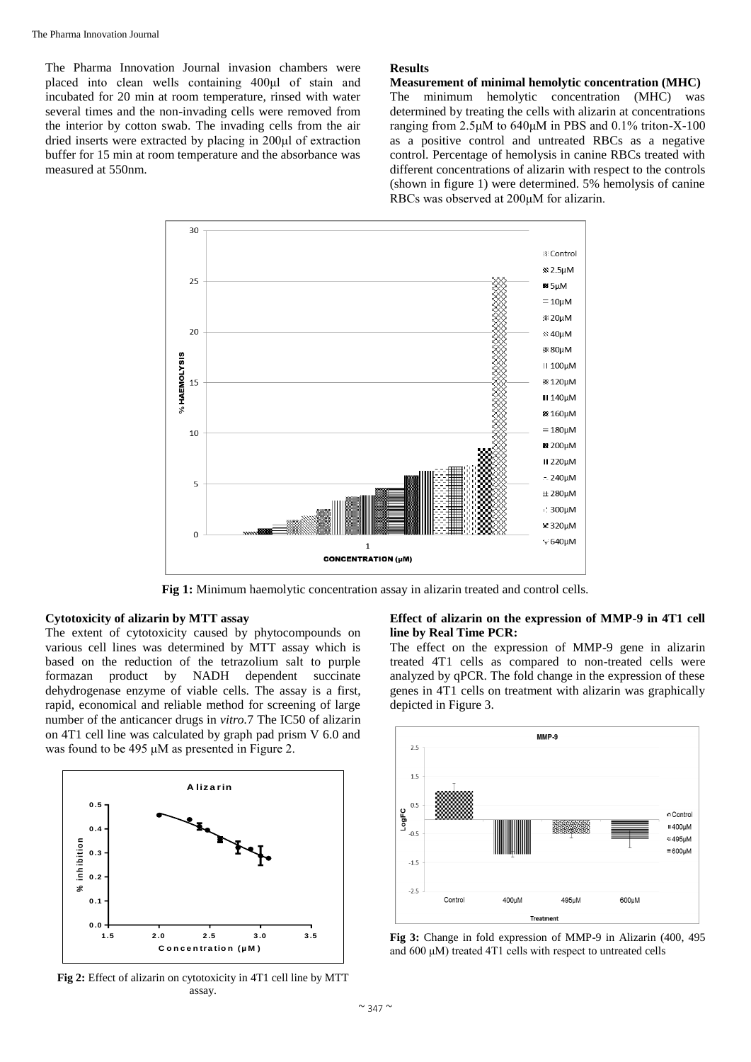The Pharma Innovation Journal invasion chambers were placed into clean wells containing 400μl of stain and incubated for 20 min at room temperature, rinsed with water several times and the non-invading cells were removed from the interior by cotton swab. The invading cells from the air dried inserts were extracted by placing in 200μl of extraction buffer for 15 min at room temperature and the absorbance was measured at 550nm.

## Results

### Measurement of minimal hemolytic concentration (MHC)

The minimum hemolytic concentration (MHC) was determined by treating the cells with alizarin at concentrations ranging from 2.5μM to 640μM in PBS and 0.1% triton-X-100 as a positive control and untreated RBCs as a negative control. Percentage of hemolysis in canine RBCs treated with different concentrations of alizarin with respect to the controls (shown in figure 1) were determined. 5% hemolysis of canine RBCs was observed at 200μM for alizarin.

**Fig 1:** Minimum haemolytic concentration assay in alizarin treated and control cells.

### Cytotoxicity of alizarin by MTT assay

The extent of cytotoxicity caused by phytocompounds on various cell lines was determined by MTT assay which is based on the reduction of the tetrazolium salt to purple formazan product by NADH dependent succinate dehydrogenase enzyme of viable cells. The assay is a first, rapid, economical and reliable method for screening of large number of the anticancer drugs in *vitro*.7 The IC50 of alizarin on 4T1 cell line was calculated by graph pad prism V 6.0 and was found to be 495 μM as presented in Figure 2.

**Fig 2:** Effect of alizarin on cytotoxicity in 4T1 cell line by MTT assay.

### Effect of alizarin on the expression of MMP-9 in 4T1 cell line by Real Time PCR:

The effect on the expression of MMP-9 gene in alizarin treated 4T1 cells as compared to non-treated cells were analyzed by qPCR. The fold change in the expression of these genes in 4T1 cells on treatment with alizarin was graphically depicted in Figure 3.

**Fig 3:** Change in fold expression of MMP-9 in Alizarin (400, 495 and 600 μM) treated 4T1 cells with respect to untreated cells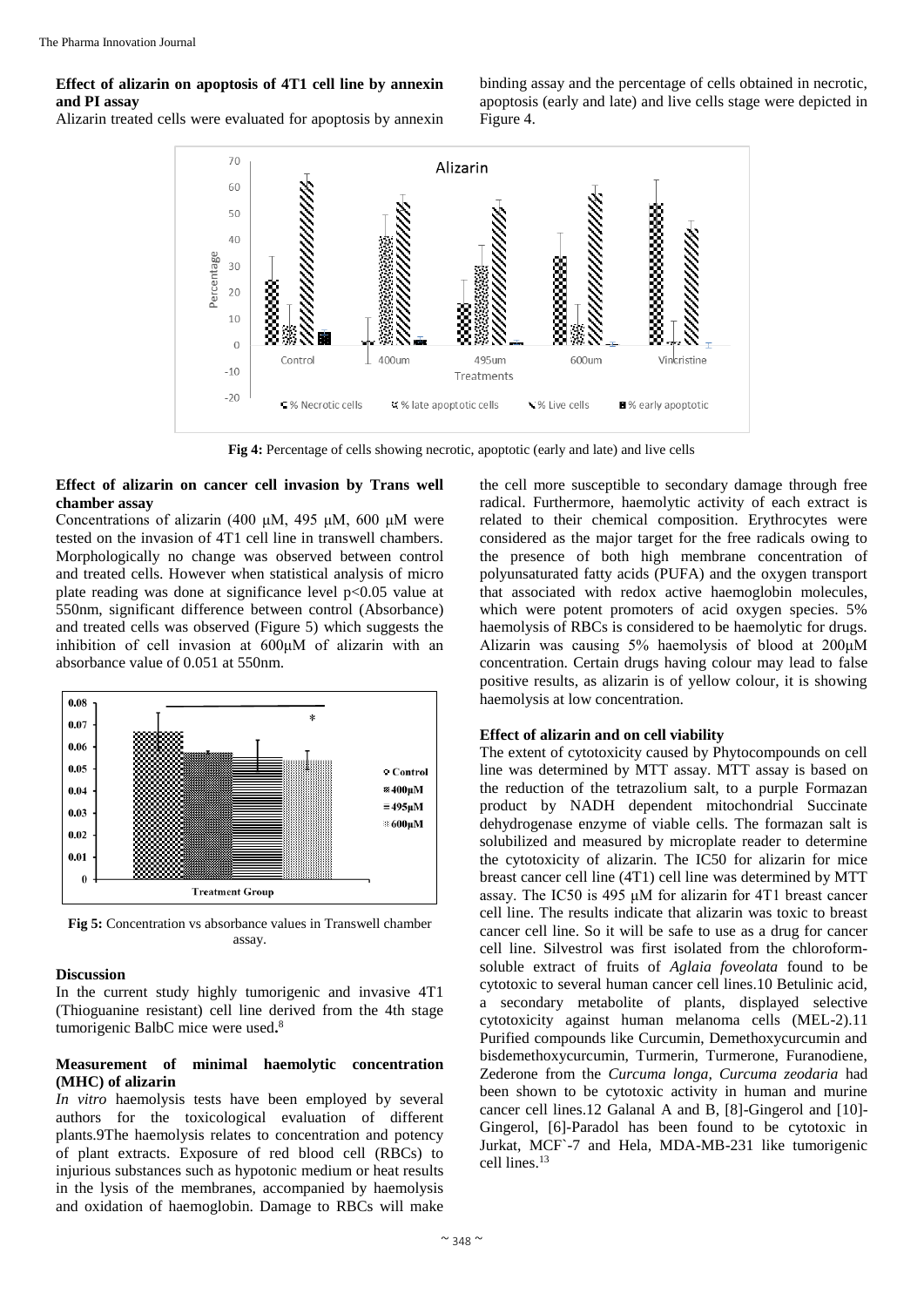**Effect of alizarin on apoptosis of 4T1 cell line by annexin and PI assay**

Alizarin treated cells were evaluated for apoptosis by annexin binding assay and the percentage of cells obtained in necrotic, apoptosis (early and late) and live cells stage were depicted in Figure 4.

**Fig 4:** Percentage of cells showing necrotic, apoptotic (early and late) and live cells

**Effect of alizarin on cancer cell invasion by Trans well chamber assay**

Concentrations of alizarin (400 μM, 495 μM, 600 μM were tested on the invasion of 4T1 cell line in transwell chambers. Morphologically no change was observed between control and treated cells. However when statistical analysis of micro plate reading was done at significance level $p<0.05$ value at 550nm, significant difference between control (Absorbance) and treated cells was observed (Figure 5) which suggests the inhibition of cell invasion at 600μM of alizarin with an absorbance value of 0.051 at 550nm.

**Fig 5:** Concentration vs absorbance values in Transwell chamber assay.

## Discussion

In the current study highly tumorigenic and invasive 4T1 (Thioguanine resistant) cell line derived from the 4th stage tumorigenic BalbC mice were used.[8]

**Measurement of minimal haemolytic concentration (MHC) of alizarin**

*In vitro* haemolysis tests have been employed by several authors for the toxicological evaluation of different plants.9The haemolysis relates to concentration and potency of plant extracts. Exposure of red blood cell (RBCs) to injurious substances such as hypotonic medium or heat results in the lysis of the membranes, accompanied by haemolysis and oxidation of haemoglobin. Damage to RBCs will make the cell more susceptible to secondary damage through free radical. Furthermore, haemolytic activity of each extract is related to their chemical composition. Erythrocytes were considered as the major target for the free radicals owing to the presence of both high membrane concentration of polyunsaturated fatty acids (PUFA) and the oxygen transport that associated with redox active haemoglobin molecules, which were potent promoters of acid oxygen species. 5% haemolysis of RBCs is considered to be haemolytic for drugs. Alizarin was causing 5% haemolysis of blood at 200μM concentration. Certain drugs having colour may lead to false positive results, as alizarin is of yellow colour, it is showing haemolysis at low concentration.

**Effect of alizarin and on cell viability**

The extent of cytotoxicity caused by Phytocompounds on cell line was determined by MTT assay. MTT assay is based on the reduction of the tetrazolium salt, to a purple Formazan product by NADH dependent mitochondrial Succinate dehydrogenase enzyme of viable cells. The formazan salt is solubilized and measured by microplate reader to determine the cytotoxicity of alizarin. The IC50 for alizarin for mice breast cancer cell line (4T1) cell line was determined by MTT assay. The IC50 is 495 μM for alizarin for 4T1 breast cancer cell line. The results indicate that alizarin was toxic to breast cancer cell line. So it will be safe to use as a drug for cancer cell line. Silvestrol was first isolated from the chloroform-soluble extract of fruits of *Aglaia foveolata* found to be cytotoxic to several human cancer cell lines.10 Betulinic acid, a secondary metabolite of plants, displayed selective cytotoxicity against human melanoma cells (MEL-2).11 Purified compounds like Curcumin, Demethoxycurcumin and bisdemethoxycurcumin, Turmerin, Turmerone, Furanodiene, Zederone from the *Curcuma longa*, *Curcuma zeodaria* had been shown to be cytotoxic activity in human and murine cancer cell lines.12 Galanal A and B, [8]-Gingerol and [10]-Gingerol, [6]-Paradol has been found to be cytotoxic in Jurkat, MCF`-7 and Hela, MDA-MB-231 like tumorigenic cell lines.[13]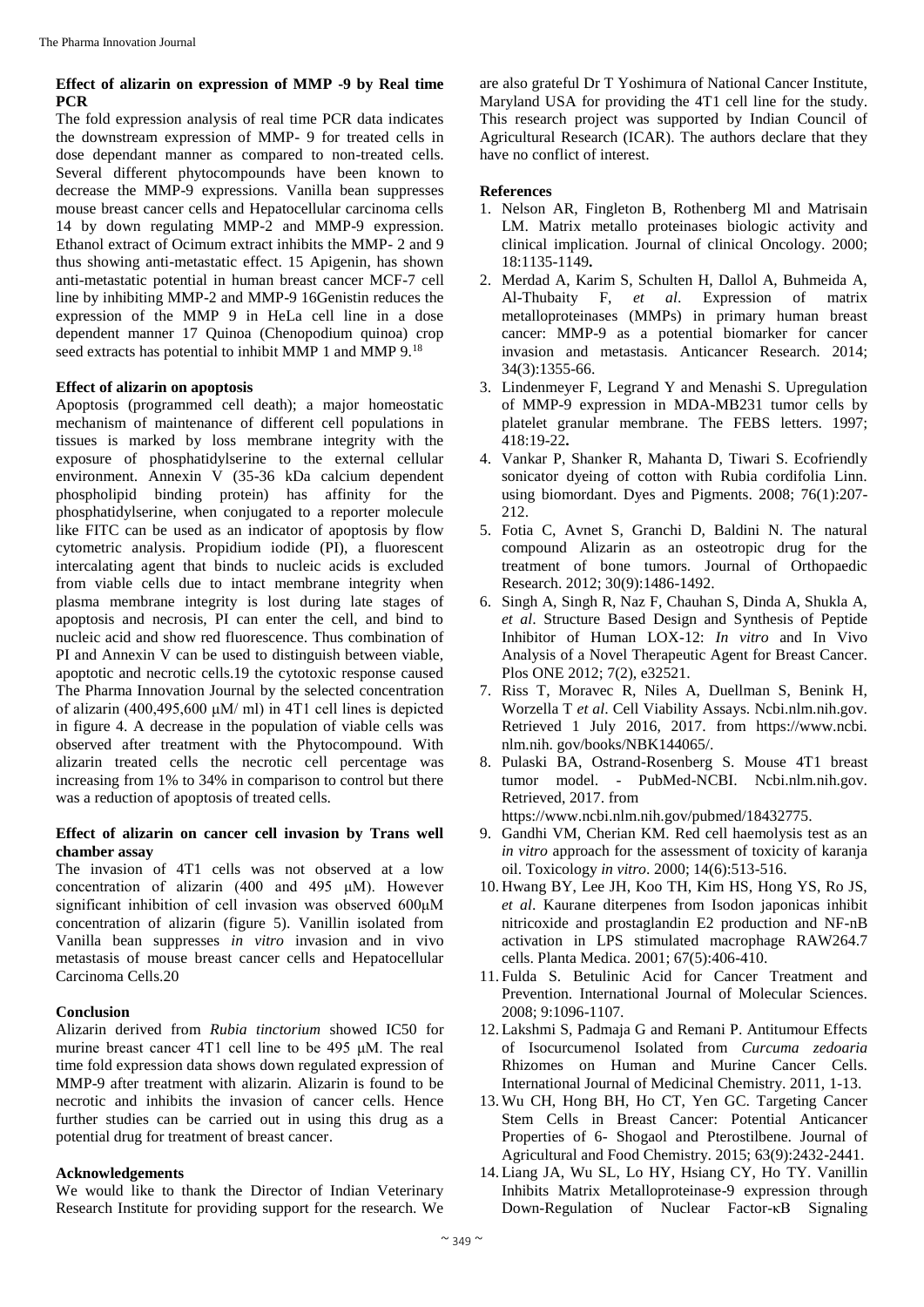**Effect of alizarin on expression of MMP -9 by Real time PCR**

The fold expression analysis of real time PCR data indicates the downstream expression of MMP- 9 for treated cells in dose dependant manner as compared to non-treated cells. Several different phytocompounds have been known to decrease the MMP-9 expressions. Vanilla bean suppresses mouse breast cancer cells and Hepatocellular carcinoma cells 14 by down regulating MMP-2 and MMP-9 expression. Ethanol extract of Ocimum extract inhibits the MMP- 2 and 9 thus showing anti-metastatic effect. 15 Apigenin, has shown anti-metastatic potential in human breast cancer MCF-7 cell line by inhibiting MMP-2 and MMP-9 16Genistin reduces the expression of the MMP 9 in HeLa cell line in a dose dependent manner 17 Quinoa (Chenopodium quinoa) crop seed extracts has potential to inhibit MMP 1 and MMP 9.[18]

**Effect of alizarin on apoptosis**

Apoptosis (programmed cell death); a major homeostatic mechanism of maintenance of different cell populations in tissues is marked by loss membrane integrity with the exposure of phosphatidylserine to the external cellular environment. Annexin V (35-36 kDa calcium dependent phospholipid binding protein) has affinity for the phosphatidylserine, when conjugated to a reporter molecule like FITC can be used as an indicator of apoptosis by flow cytometric analysis. Propidium iodide (PI), a fluorescent intercalating agent that binds to nucleic acids is excluded from viable cells due to intact membrane integrity when plasma membrane integrity is lost during late stages of apoptosis and necrosis, PI can enter the cell, and bind to nucleic acid and show red fluorescence. Thus combination of PI and Annexin V can be used to distinguish between viable, apoptotic and necrotic cells.19 the cytotoxic response caused The Pharma Innovation Journal by the selected concentration of alizarin (400,495,600 μM/ ml) in 4T1 cell lines is depicted in figure 4. A decrease in the population of viable cells was observed after treatment with the Phytocompound. With alizarin treated cells the necrotic cell percentage was increasing from 1% to 34% in comparison to control but there was a reduction of apoptosis of treated cells.

**Effect of alizarin on cancer cell invasion by Trans well chamber assay**

The invasion of 4T1 cells was not observed at a low concentration of alizarin (400 and 495 μM). However significant inhibition of cell invasion was observed 600μM concentration of alizarin (figure 5). Vanillin isolated from Vanilla bean suppresses *in vitro* invasion and in vivo metastasis of mouse breast cancer cells and Hepatocellular Carcinoma Cells.20

**Conclusion**

Alizarin derived from *Rubia tinctorium* showed IC50 for murine breast cancer 4T1 cell line to be 495 μM. The real time fold expression data shows down regulated expression of MMP-9 after treatment with alizarin. Alizarin is found to be necrotic and inhibits the invasion of cancer cells. Hence further studies can be carried out in using this drug as a potential drug for treatment of breast cancer.

**Acknowledgements**

We would like to thank the Director of Indian Veterinary Research Institute for providing support for the research. We are also grateful Dr T Yoshimura of National Cancer Institute, Maryland USA for providing the 4T1 cell line for the study. This research project was supported by Indian Council of Agricultural Research (ICAR). The authors declare that they have no conflict of interest.

**References**

1. Nelson AR, Fingleton B, Rothenberg Ml and Matrisain LM. Matrix metallo proteinases biologic activity and clinical implication. Journal of clinical Oncology. 2000; 18:1135-1149**.**
2. Merdad A, Karim S, Schulten H, Dallol A, Buhmeida A, Al-Thubaity F, *et al*. Expression of matrix metalloproteinases (MMPs) in primary human breast cancer: MMP-9 as a potential biomarker for cancer invasion and metastasis. Anticancer Research. 2014; 34(3):1355-66.
3. Lindenmeyer F, Legrand Y and Menashi S. Upregulation of MMP-9 expression in MDA-MB231 tumor cells by platelet granular membrane. The FEBS letters. 1997; 418:19-22**.**
4. Vankar P, Shanker R, Mahanta D, Tiwari S. Ecofriendly sonicator dyeing of cotton with Rubia cordifolia Linn. using biomordant. Dyes and Pigments. 2008; 76(1):207-212.
5. Fotia C, Avnet S, Granchi D, Baldini N. The natural compound Alizarin as an osteotropic drug for the treatment of bone tumors. Journal of Orthopaedic Research. 2012; 30(9):1486-1492.
6. Singh A, Singh R, Naz F, Chauhan S, Dinda A, Shukla A, *et al*. Structure Based Design and Synthesis of Peptide Inhibitor of Human LOX-12: *In vitro* and In Vivo Analysis of a Novel Therapeutic Agent for Breast Cancer. Plos ONE 2012; 7(2), e32521.
7. Riss T, Moravec R, Niles A, Duellman S, Benink H, Worzella T *et al*. Cell Viability Assays. Ncbi.nlm.nih.gov. Retrieved 1 July 2016, 2017. from https://www.ncbi. nlm.nih. gov/books/NBK144065/.
8. Pulaski BA, Ostrand-Rosenberg S. Mouse 4T1 breast tumor model. - PubMed-NCBI. Ncbi.nlm.nih.gov. Retrieved, 2017. from https://www.ncbi.nlm.nih.gov/pubmed/18432775.
9. Gandhi VM, Cherian KM. Red cell haemolysis test as an *in vitro* approach for the assessment of toxicity of karanja oil. Toxicology *in vitro*. 2000; 14(6):513-516.
10. Hwang BY, Lee JH, Koo TH, Kim HS, Hong YS, Ro JS, *et al*. Kaurane diterpenes from Isodon japonicas inhibit nitricoxide and prostaglandin E2 production and NF-nB activation in LPS stimulated macrophage RAW264.7 cells. Planta Medica. 2001; 67(5):406-410.
11. Fulda S. Betulinic Acid for Cancer Treatment and Prevention. International Journal of Molecular Sciences. 2008; 9:1096-1107.
12. Lakshmi S, Padmaja G and Remani P. Antitumour Effects of Isocurcumenol Isolated from *Curcuma zedoaria* Rhizomes on Human and Murine Cancer Cells. International Journal of Medicinal Chemistry. 2011, 1-13.
13. Wu CH, Hong BH, Ho CT, Yen GC. Targeting Cancer Stem Cells in Breast Cancer: Potential Anticancer Properties of 6- Shogaol and Pterostilbene. Journal of Agricultural and Food Chemistry. 2015; 63(9):2432-2441.
14. Liang JA, Wu SL, Lo HY, Hsiang CY, Ho TY. Vanillin Inhibits Matrix Metalloproteinase-9 expression through Down-Regulation of Nuclear Factor-κB Signaling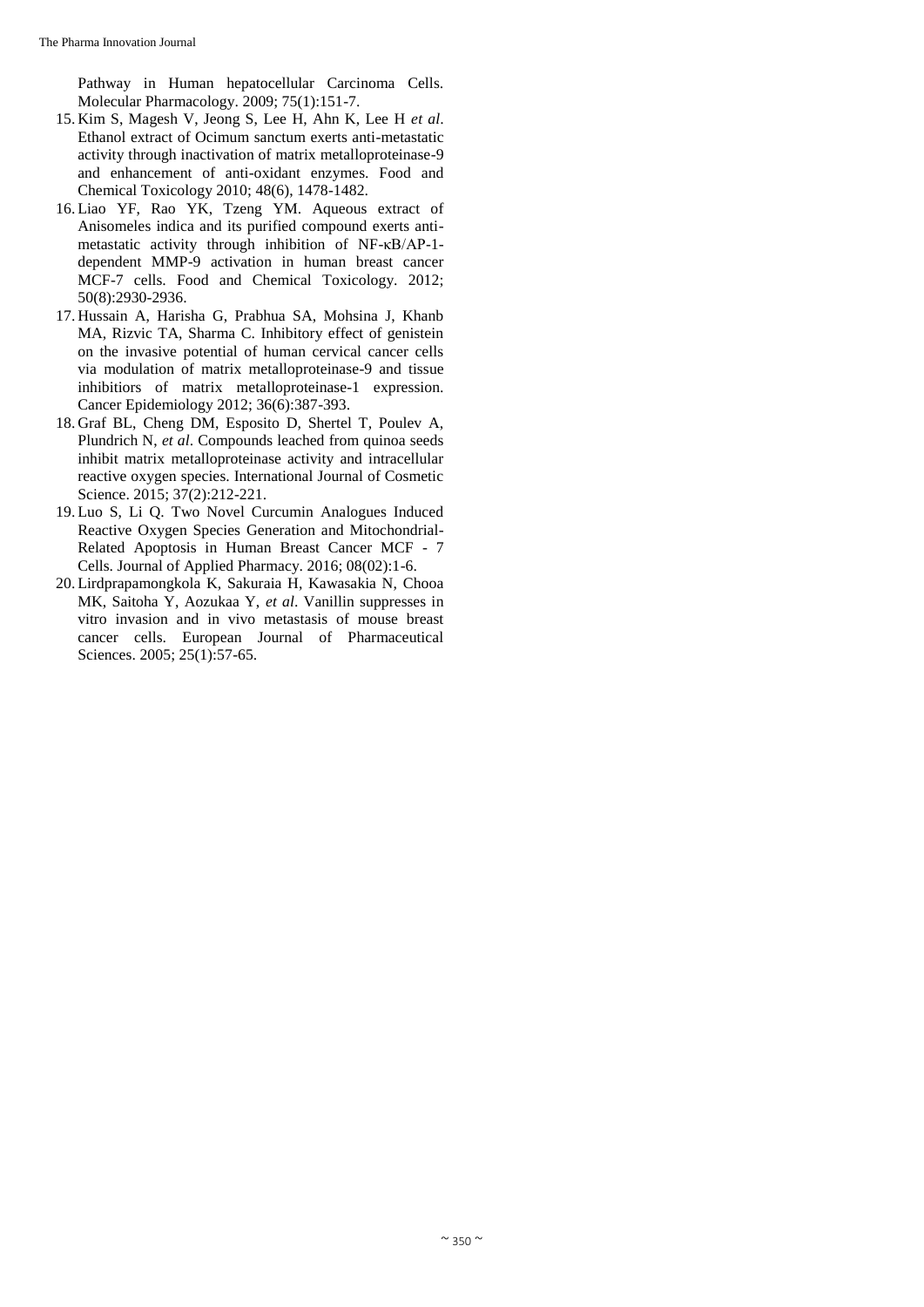Pathway in Human hepatocellular Carcinoma Cells. Molecular Pharmacology. 2009; 75(1):151-7.

15. Kim S, Magesh V, Jeong S, Lee H, Ahn K, Lee H *et al*. Ethanol extract of Ocimum sanctum exerts anti-metastatic activity through inactivation of matrix metalloproteinase-9 and enhancement of anti-oxidant enzymes. Food and Chemical Toxicology 2010; 48(6), 1478-1482.
16. Liao YF, Rao YK, Tzeng YM. Aqueous extract of Anisomeles indica and its purified compound exerts anti-metastatic activity through inhibition of NF-κB/AP-1-dependent MMP-9 activation in human breast cancer MCF-7 cells. Food and Chemical Toxicology. 2012; 50(8):2930-2936.
17. Hussain A, Harisha G, Prabhua SA, Mohsina J, Khanb MA, Rizvic TA, Sharma C. Inhibitory effect of genistein on the invasive potential of human cervical cancer cells via modulation of matrix metalloproteinase-9 and tissue inhibitiors of matrix metalloproteinase-1 expression. Cancer Epidemiology 2012; 36(6):387-393.
18. Graf BL, Cheng DM, Esposito D, Shertel T, Poulev A, Plundrich N, *et al*. Compounds leached from quinoa seeds inhibit matrix metalloproteinase activity and intracellular reactive oxygen species. International Journal of Cosmetic Science. 2015; 37(2):212-221.
19. Luo S, Li Q. Two Novel Curcumin Analogues Induced Reactive Oxygen Species Generation and Mitochondrial-Related Apoptosis in Human Breast Cancer MCF - 7 Cells. Journal of Applied Pharmacy. 2016; 08(02):1-6.
20. Lirdprapamongkola K, Sakuraia H, Kawasakia N, Chooa MK, Saitoha Y, Aozukaa Y, *et al*. Vanillin suppresses in vitro invasion and in vivo metastasis of mouse breast cancer cells. European Journal of Pharmaceutical Sciences. 2005; 25(1):57-65.